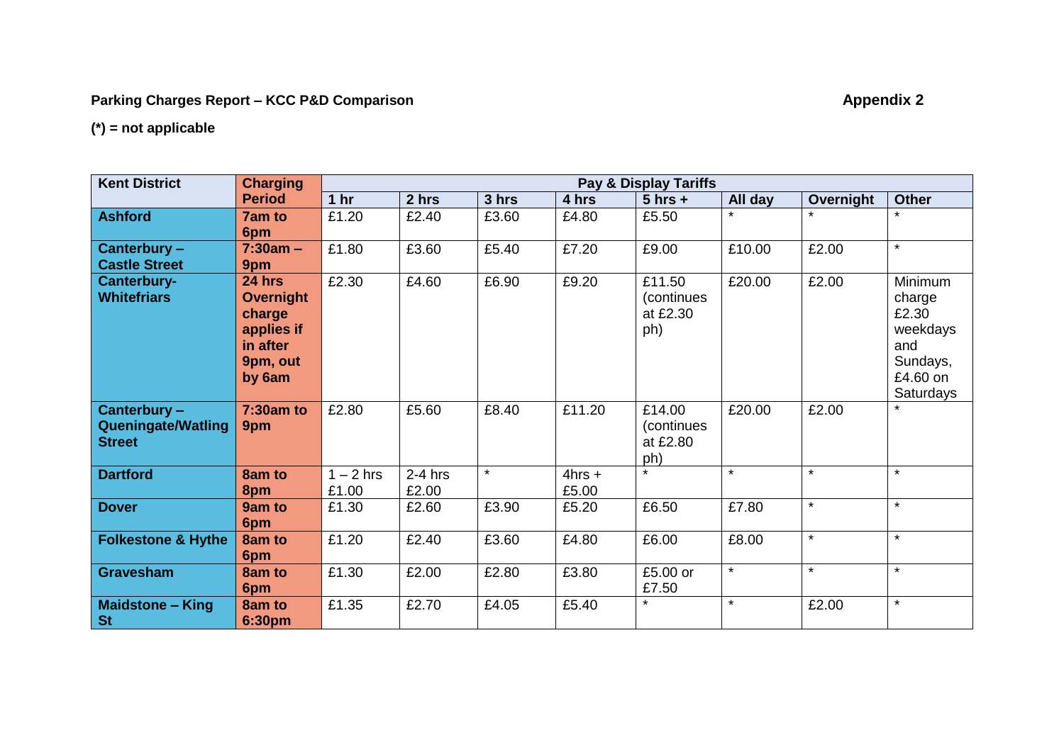**Parking Charges Report – KCC P&D Comparison** **Appendix 2**

**(*) = not applicable**

| Kent District | Charging Period | Pay & Display Tariffs | | | | | | | |
|---|---|---|---|---|---|---|---|---|---|
| | | 1 hr | 2 hrs | 3 hrs | 4 hrs | 5 hrs + | All day | Overnight | Other |
| **Ashford** | **7am to 6pm** | £1.20 | £2.40 | £3.60 | £4.80 | £5.50 | * | * | * |
| **Canterbury – Castle Street** | **7:30am – 9pm** | £1.80 | £3.60 | £5.40 | £7.20 | £9.00 | £10.00 | £2.00 | * |
| **Canterbury- Whitefriars** | **24 hrs Overnight charge applies if in after 9pm, out by 6am** | £2.30 | £4.60 | £6.90 | £9.20 | £11.50 (continues at £2.30 ph) | £20.00 | £2.00 | Minimum charge £2.30 weekdays and Sundays, £4.60 on Saturdays |
| **Canterbury – Queningate/Watling Street** | **7:30am to 9pm** | £2.80 | £5.60 | £8.40 | £11.20 | £14.00 (continues at £2.80 ph) | £20.00 | £2.00 | * |
| **Dartford** | **8am to 8pm** | 1 – 2 hrs £1.00 | 2-4 hrs £2.00 | * | 4hrs + £5.00 | * | * | * | * |
| **Dover** | **9am to 6pm** | £1.30 | £2.60 | £3.90 | £5.20 | £6.50 | £7.80 | * | * |
| **Folkestone & Hythe** | **8am to 6pm** | £1.20 | £2.40 | £3.60 | £4.80 | £6.00 | £8.00 | * | * |
| **Gravesham** | **8am to 6pm** | £1.30 | £2.00 | £2.80 | £3.80 | £5.00 or £7.50 | * | * | * |
| **Maidstone – King St** | **8am to 6:30pm** | £1.35 | £2.70 | £4.05 | £5.40 | * | * | £2.00 | * |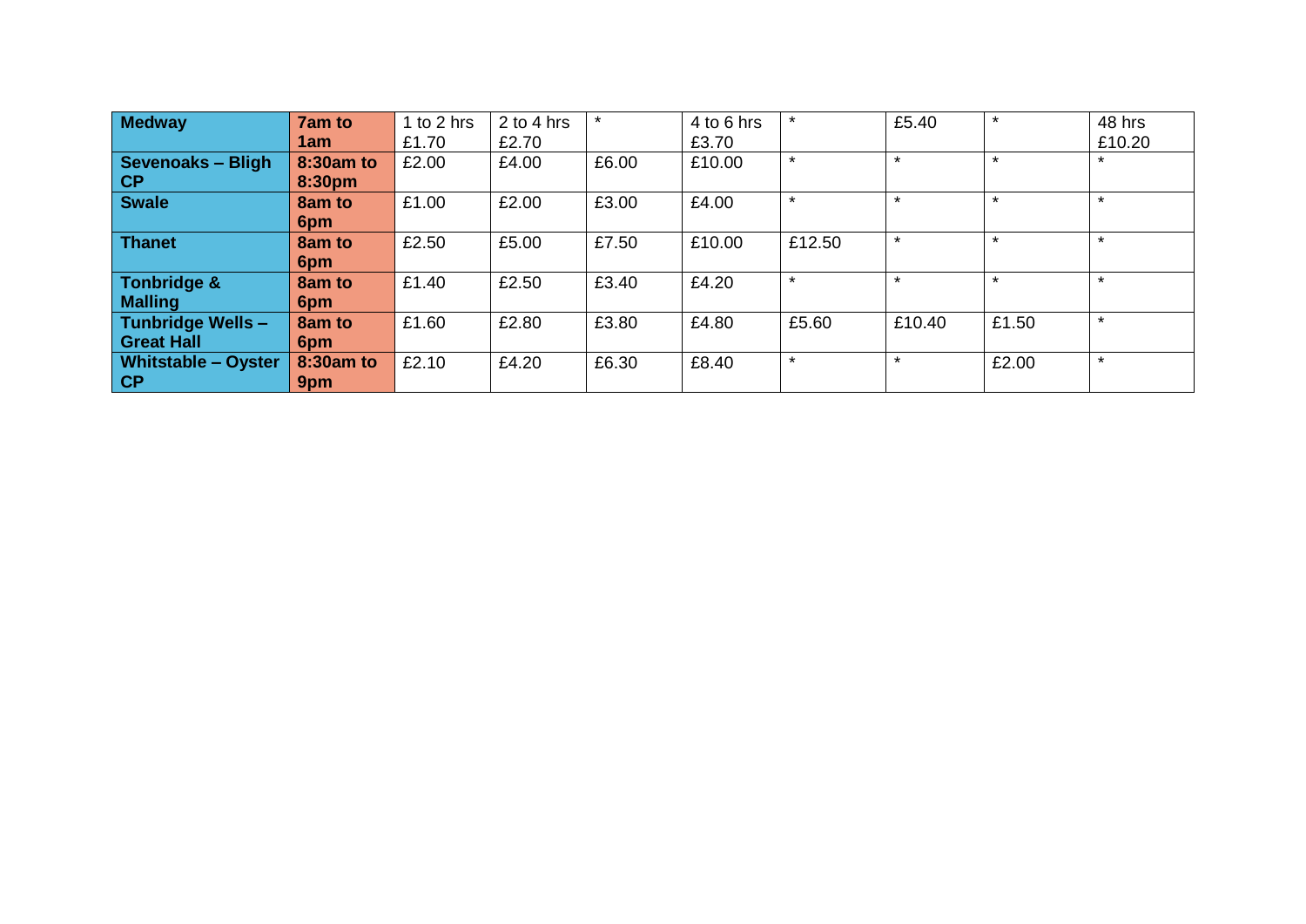| | | | | | | | | | |
|---|---|---|---|---|---|---|---|---|---|
| **Medway** | **7am to 1am** | 1 to 2 hrs £1.70 | 2 to 4 hrs £2.70 | * | 4 to 6 hrs £3.70 | * | £5.40 | * | 48 hrs £10.20 |
| **Sevenoaks – Bligh CP** | **8:30am to 8:30pm** | £2.00 | £4.00 | £6.00 | £10.00 | * | * | * | * |
| **Swale** | **8am to 6pm** | £1.00 | £2.00 | £3.00 | £4.00 | * | * | * | * |
| **Thanet** | **8am to 6pm** | £2.50 | £5.00 | £7.50 | £10.00 | £12.50 | * | * | * |
| **Tonbridge & Malling** | **8am to 6pm** | £1.40 | £2.50 | £3.40 | £4.20 | * | * | * | * |
| **Tunbridge Wells – Great Hall** | **8am to 6pm** | £1.60 | £2.80 | £3.80 | £4.80 | £5.60 | £10.40 | £1.50 | * |
| **Whitstable – Oyster CP** | **8:30am to 9pm** | £2.10 | £4.20 | £6.30 | £8.40 | * | * | £2.00 | * |